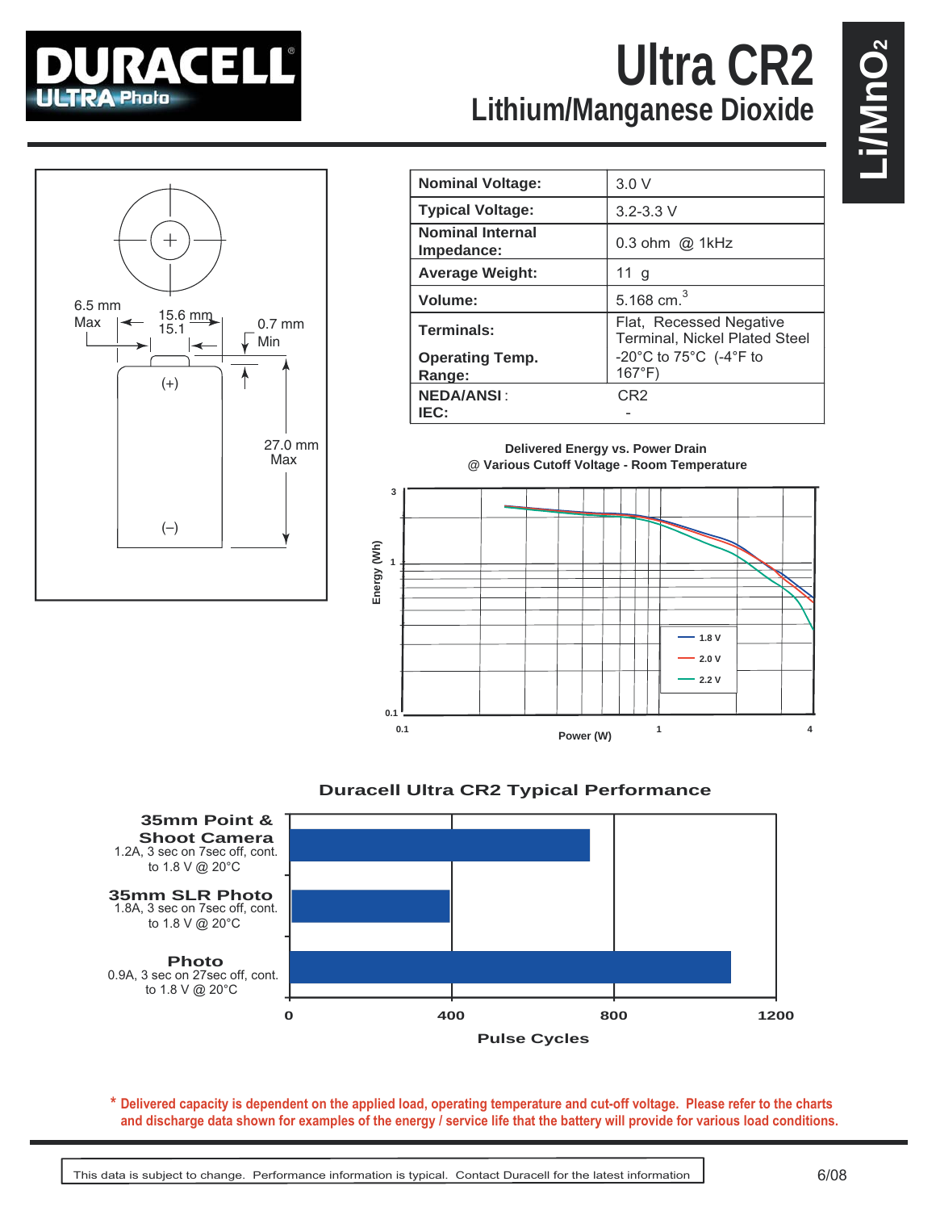# DURACELL ULTRA Photo

# Ultra CR2

## Lithium/Manganese Dioxide

Li/$MnO_2$

6.5 mm Max

15.6 mm 15.1

0.7 mm Min

27.0 mm Max

(+)

(–)

| Nominal Voltage: | 3.0 V |
|---|---|
| Typical Voltage: | 3.2-3.3 V |
| Nominal Internal Impedance: | 0.3 ohm @ 1kHz |
| Average Weight: | 11 g |
| Volume: | 5.168 $cm.^3$ |
| Terminals: | Flat, Recessed Negative Terminal, Nickel Plated Steel |
| Operating Temp. Range: | -20°C to 75°C (-4°F to 167°F) |
| NEDA/ANSI: | CR2 |
| IEC: | - |

**Delivered Energy vs. Power Drain @ Various Cutoff Voltage - Room Temperature**

Energy (Wh): 0.1, 1, 3

Power (W): 0.1, 1, 4

1.8 V
2.0 V
2.2 V

**Duracell Ultra CR2 Typical Performance**

**35mm Point & Shoot Camera**
1.2A, 3 sec on 7sec off, cont. to 1.8 V @ 20°C

**35mm SLR Photo**
1.8A, 3 sec on 7sec off, cont. to 1.8 V @ 20°C

**Photo**
0.9A, 3 sec on 27sec off, cont. to 1.8 V @ 20°C

0 400 800 1200

**Pulse Cycles**

\* **Delivered capacity is dependent on the applied load, operating temperature and cut-off voltage. Please refer to the charts and discharge data shown for examples of the energy / service life that the battery will provide for various load conditions.**

This data is subject to change. Performance information is typical. Contact Duracell for the latest information

6/08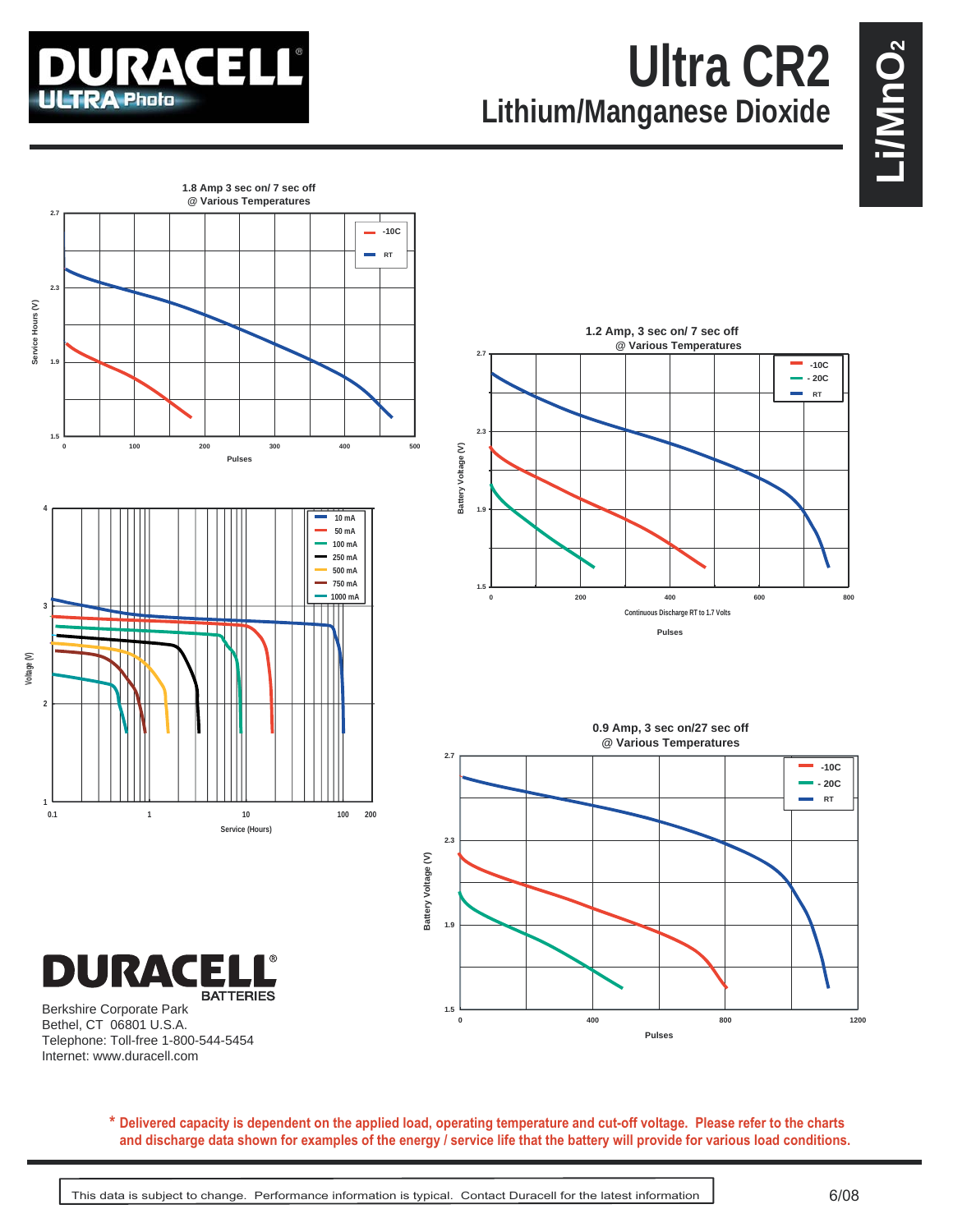# Ultra CR2

## Lithium/Manganese Dioxide

Li/MnO2

1.8 Amp 3 sec on/ 7 sec off
@ Various Temperatures

Service Hours (V)

2.7
2.3
1.9
1.5

0
100
200
300
400
500

Pulses

-10C
RT

1.2 Amp, 3 sec on/ 7 sec off
@ Various Temperatures

Battery Voltage (V)

2.7
2.3
1.9
1.5

0
200
400
600
800

Continuous Discharge RT to 1.7 Volts

Pulses

-10C
- 20C
RT

Voltage (V)

4
3
2
1

0.1
1
10
100
200

Service (Hours)

10 mA
50 mA
100 mA
250 mA
500 mA
750 mA
1000 mA

0.9 Amp, 3 sec on/27 sec off
@ Various Temperatures

Battery Voltage (V)

2.7
2.3
1.9
1.5

0
400
800
1200

Pulses

-10C
- 20C
RT

**DURACELL** BATTERIES

Berkshire Corporate Park
Bethel, CT 06801 U.S.A.
Telephone: Toll-free 1-800-544-5454
Internet: www.duracell.com

**\* Delivered capacity is dependent on the applied load, operating temperature and cut-off voltage. Please refer to the charts and discharge data shown for examples of the energy / service life that the battery will provide for various load conditions.**

This data is subject to change. Performance information is typical. Contact Duracell for the latest information

6/08